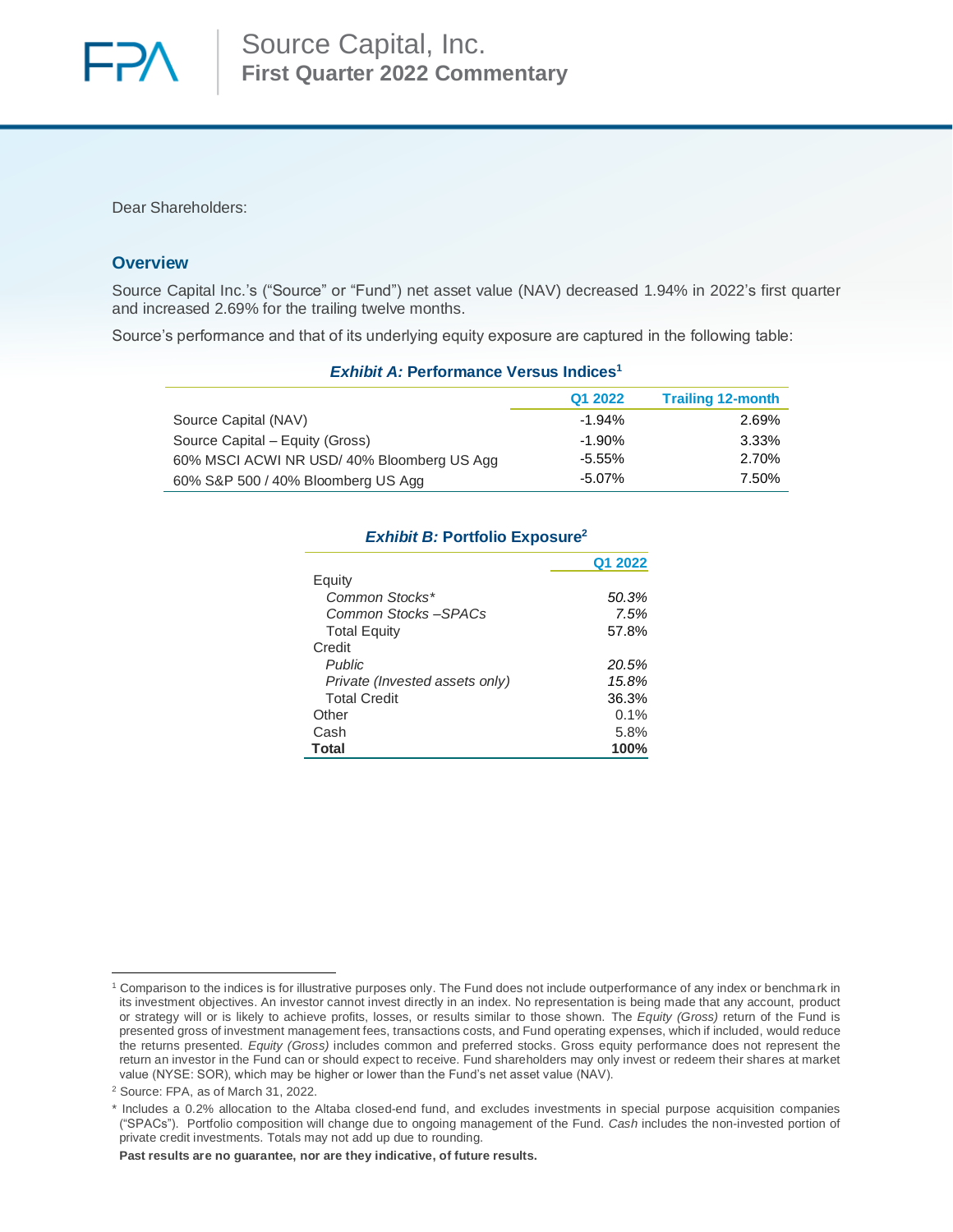# Source Capital, Inc.
## First Quarter 2022 Commentary

Dear Shareholders:

## Overview

Source Capital Inc.'s ("Source" or "Fund") net asset value (NAV) decreased 1.94% in 2022's first quarter and increased 2.69% for the trailing twelve months.

Source's performance and that of its underlying equity exposure are captured in the following table:

***Exhibit A:* Performance Versus Indices[1]**

| | Q1 2022 | Trailing 12-month |
|---|---|---|
| Source Capital (NAV) | -1.94% | 2.69% |
| Source Capital – Equity (Gross) | -1.90% | 3.33% |
| 60% MSCI ACWI NR USD/ 40% Bloomberg US Agg | -5.55% | 2.70% |
| 60% S&P 500 / 40% Bloomberg US Agg | -5.07% | 7.50% |

***Exhibit B:* Portfolio Exposure[2]**

| | Q1 2022 |
|---|---|
| Equity | |
| *Common Stocks** | *50.3%* |
| *Common Stocks –SPACs* | *7.5%* |
| Total Equity | 57.8% |
| Credit | |
| *Public* | *20.5%* |
| *Private (Invested assets only)* | *15.8%* |
| Total Credit | 36.3% |
| Other | 0.1% |
| Cash | 5.8% |
| **Total** | **100%** |

[1] Comparison to the indices is for illustrative purposes only. The Fund does not include outperformance of any index or benchmark in its investment objectives. An investor cannot invest directly in an index. No representation is being made that any account, product or strategy will or is likely to achieve profits, losses, or results similar to those shown. The *Equity (Gross)* return of the Fund is presented gross of investment management fees, transactions costs, and Fund operating expenses, which if included, would reduce the returns presented. *Equity (Gross)* includes common and preferred stocks. Gross equity performance does not represent the return an investor in the Fund can or should expect to receive. Fund shareholders may only invest or redeem their shares at market value (NYSE: SOR), which may be higher or lower than the Fund's net asset value (NAV).

[2] Source: FPA, as of March 31, 2022.

* Includes a 0.2% allocation to the Altaba closed-end fund, and excludes investments in special purpose acquisition companies ("SPACs"). Portfolio composition will change due to ongoing management of the Fund. *Cash* includes the non-invested portion of private credit investments. Totals may not add up due to rounding.

**Past results are no guarantee, nor are they indicative, of future results.**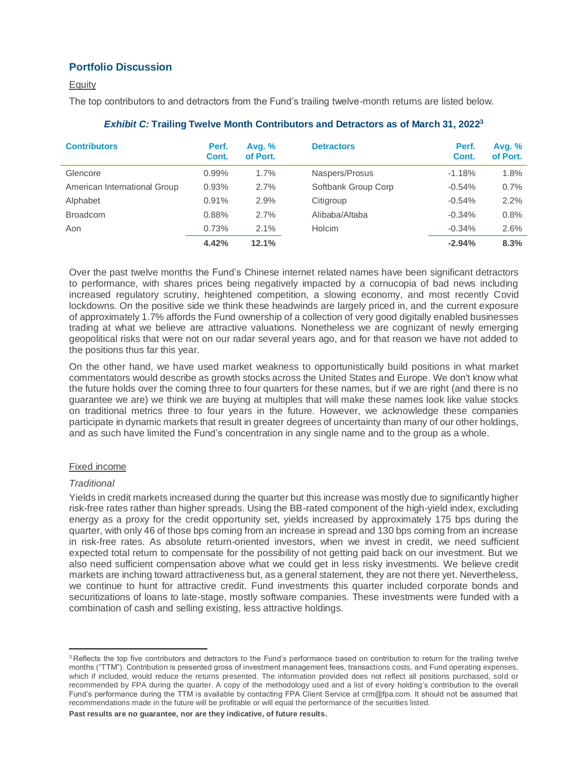## Portfolio Discussion

Equity

The top contributors to and detractors from the Fund's trailing twelve-month returns are listed below.

***Exhibit C:*** **Trailing Twelve Month Contributors and Detractors as of March 31, 2022**[3]

| Contributors | Perf. Cont. | Avg. % of Port. | Detractors | Perf. Cont. | Avg. % of Port. |
|---|---|---|---|---|---|
| Glencore | 0.99% | 1.7% | Naspers/Prosus | -1.18% | 1.8% |
| American International Group | 0.93% | 2.7% | Softbank Group Corp | -0.54% | 0.7% |
| Alphabet | 0.91% | 2.9% | Citigroup | -0.54% | 2.2% |
| Broadcom | 0.88% | 2.7% | Alibaba/Altaba | -0.34% | 0.8% |
| Aon | 0.73% | 2.1% | Holcim | -0.34% | 2.6% |
| | **4.42%** | **12.1%** | | **-2.94%** | **8.3%** |

Over the past twelve months the Fund's Chinese internet related names have been significant detractors to performance, with shares prices being negatively impacted by a cornucopia of bad news including increased regulatory scrutiny, heightened competition, a slowing economy, and most recently Covid lockdowns. On the positive side we think these headwinds are largely priced in, and the current exposure of approximately 1.7% affords the Fund ownership of a collection of very good digitally enabled businesses trading at what we believe are attractive valuations. Nonetheless we are cognizant of newly emerging geopolitical risks that were not on our radar several years ago, and for that reason we have not added to the positions thus far this year.

On the other hand, we have used market weakness to opportunistically build positions in what market commentators would describe as growth stocks across the United States and Europe. We don't know what the future holds over the coming three to four quarters for these names, but if we are right (and there is no guarantee we are) we think we are buying at multiples that will make these names look like value stocks on traditional metrics three to four years in the future. However, we acknowledge these companies participate in dynamic markets that result in greater degrees of uncertainty than many of our other holdings, and as such have limited the Fund's concentration in any single name and to the group as a whole.

Fixed income

*Traditional*

Yields in credit markets increased during the quarter but this increase was mostly due to significantly higher risk-free rates rather than higher spreads. Using the BB-rated component of the high-yield index, excluding energy as a proxy for the credit opportunity set, yields increased by approximately 175 bps during the quarter, with only 46 of those bps coming from an increase in spread and 130 bps coming from an increase in risk-free rates. As absolute return-oriented investors, when we invest in credit, we need sufficient expected total return to compensate for the possibility of not getting paid back on our investment. But we also need sufficient compensation above what we could get in less risky investments. We believe credit markets are inching toward attractiveness but, as a general statement, they are not there yet. Nevertheless, we continue to hunt for attractive credit. Fund investments this quarter included corporate bonds and securitizations of loans to late-stage, mostly software companies. These investments were funded with a combination of cash and selling existing, less attractive holdings.

---

[3] Reflects the top five contributors and detractors to the Fund's performance based on contribution to return for the trailing twelve months ("TTM"). Contribution is presented gross of investment management fees, transactions costs, and Fund operating expenses, which if included, would reduce the returns presented. The information provided does not reflect all positions purchased, sold or recommended by FPA during the quarter. A copy of the methodology used and a list of every holding's contribution to the overall Fund's performance during the TTM is available by contacting FPA Client Service at crm@fpa.com. It should not be assumed that recommendations made in the future will be profitable or will equal the performance of the securities listed.

**Past results are no guarantee, nor are they indicative, of future results.**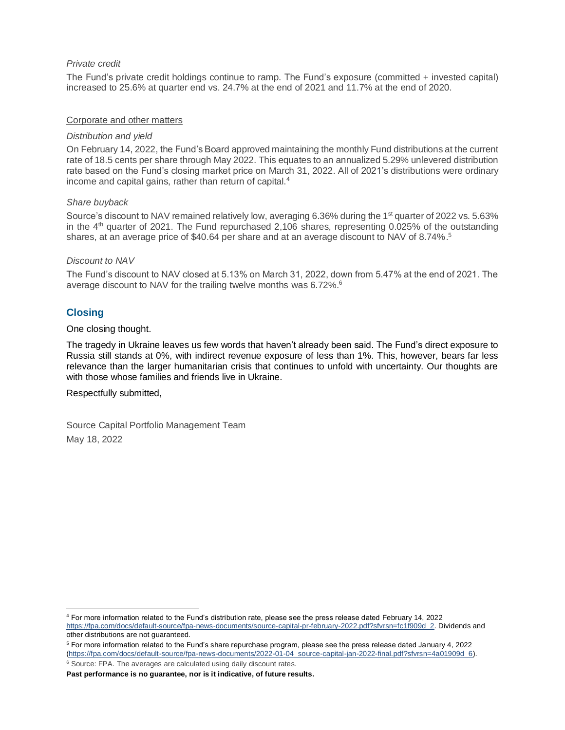*Private credit*

The Fund's private credit holdings continue to ramp. The Fund's exposure (committed + invested capital) increased to 25.6% at quarter end vs. 24.7% at the end of 2021 and 11.7% at the end of 2020.

Corporate and other matters

*Distribution and yield*

On February 14, 2022, the Fund's Board approved maintaining the monthly Fund distributions at the current rate of 18.5 cents per share through May 2022. This equates to an annualized 5.29% unlevered distribution rate based on the Fund's closing market price on March 31, 2022. All of 2021's distributions were ordinary income and capital gains, rather than return of capital.[4]

*Share buyback*

Source's discount to NAV remained relatively low, averaging 6.36% during the 1st quarter of 2022 vs. 5.63% in the 4th quarter of 2021. The Fund repurchased 2,106 shares, representing 0.025% of the outstanding shares, at an average price of $40.64 per share and at an average discount to NAV of 8.74%.[5]

*Discount to NAV*

The Fund's discount to NAV closed at 5.13% on March 31, 2022, down from 5.47% at the end of 2021. The average discount to NAV for the trailing twelve months was 6.72%.[6]

## Closing

One closing thought.

The tragedy in Ukraine leaves us few words that haven't already been said. The Fund's direct exposure to Russia still stands at 0%, with indirect revenue exposure of less than 1%. This, however, bears far less relevance than the larger humanitarian crisis that continues to unfold with uncertainty. Our thoughts are with those whose families and friends live in Ukraine.

Respectfully submitted,

Source Capital Portfolio Management Team

May 18, 2022

---

[4] For more information related to the Fund's distribution rate, please see the press release dated February 14, 2022 https://fpa.com/docs/default-source/fpa-news-documents/source-capital-pr-february-2022.pdf?sfvrsn=fc1f909d_2. Dividends and other distributions are not guaranteed.

[5] For more information related to the Fund's share repurchase program, please see the press release dated January 4, 2022 (https://fpa.com/docs/default-source/fpa-news-documents/2022-01-04_source-capital-jan-2022-final.pdf?sfvrsn=4a01909d_6).

[6] Source: FPA. The averages are calculated using daily discount rates.

**Past performance is no guarantee, nor is it indicative, of future results.**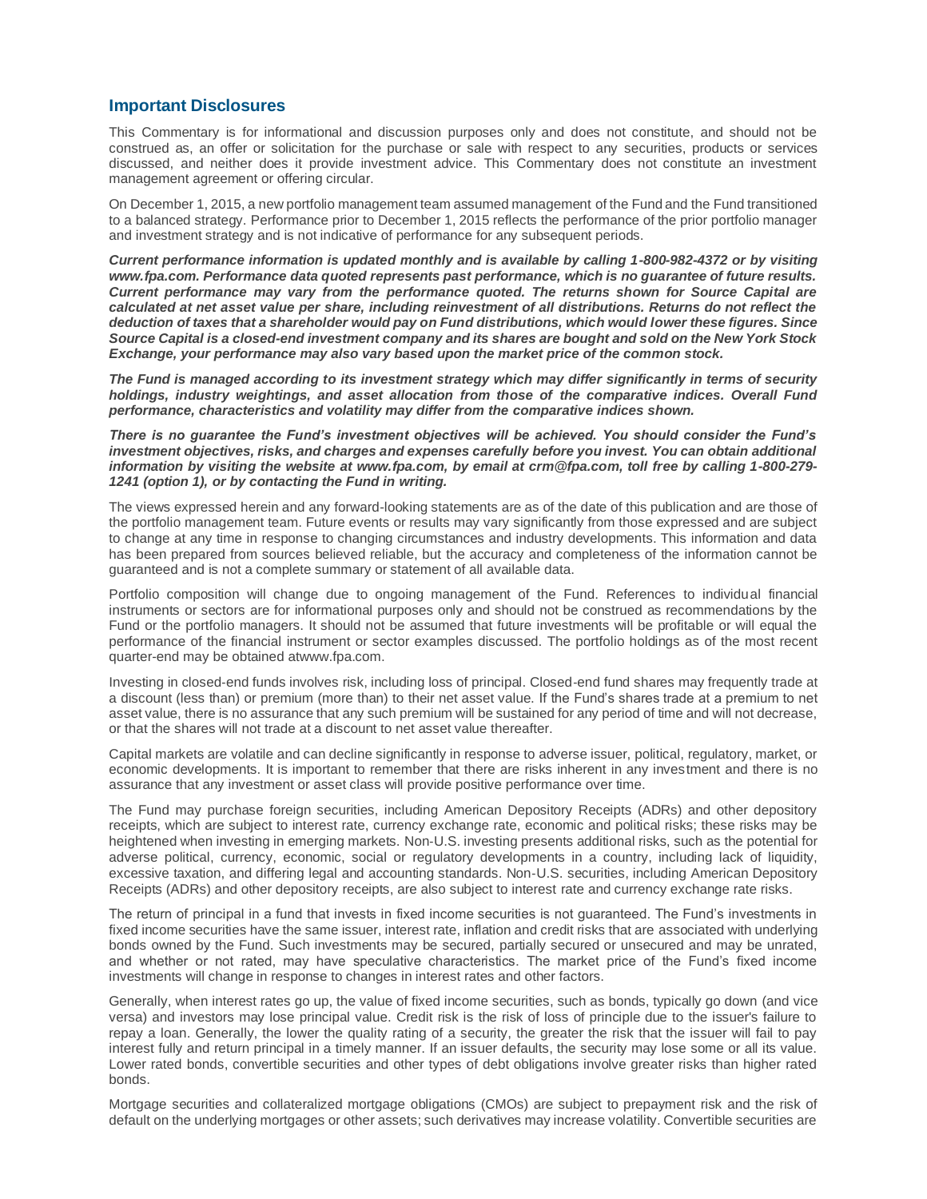## Important Disclosures

This Commentary is for informational and discussion purposes only and does not constitute, and should not be construed as, an offer or solicitation for the purchase or sale with respect to any securities, products or services discussed, and neither does it provide investment advice. This Commentary does not constitute an investment management agreement or offering circular.

On December 1, 2015, a new portfolio management team assumed management of the Fund and the Fund transitioned to a balanced strategy. Performance prior to December 1, 2015 reflects the performance of the prior portfolio manager and investment strategy and is not indicative of performance for any subsequent periods.

***Current performance information is updated monthly and is available by calling 1-800-982-4372 or by visiting www.fpa.com. Performance data quoted represents past performance, which is no guarantee of future results. Current performance may vary from the performance quoted. The returns shown for Source Capital are calculated at net asset value per share, including reinvestment of all distributions. Returns do not reflect the deduction of taxes that a shareholder would pay on Fund distributions, which would lower these figures. Since Source Capital is a closed-end investment company and its shares are bought and sold on the New York Stock Exchange, your performance may also vary based upon the market price of the common stock.***

***The Fund is managed according to its investment strategy which may differ significantly in terms of security holdings, industry weightings, and asset allocation from those of the comparative indices. Overall Fund performance, characteristics and volatility may differ from the comparative indices shown.***

***There is no guarantee the Fund's investment objectives will be achieved. You should consider the Fund's investment objectives, risks, and charges and expenses carefully before you invest. You can obtain additional information by visiting the website at www.fpa.com, by email at crm@fpa.com, toll free by calling 1-800-279-1241 (option 1), or by contacting the Fund in writing.***

The views expressed herein and any forward-looking statements are as of the date of this publication and are those of the portfolio management team. Future events or results may vary significantly from those expressed and are subject to change at any time in response to changing circumstances and industry developments. This information and data has been prepared from sources believed reliable, but the accuracy and completeness of the information cannot be guaranteed and is not a complete summary or statement of all available data.

Portfolio composition will change due to ongoing management of the Fund. References to individual financial instruments or sectors are for informational purposes only and should not be construed as recommendations by the Fund or the portfolio managers. It should not be assumed that future investments will be profitable or will equal the performance of the financial instrument or sector examples discussed. The portfolio holdings as of the most recent quarter-end may be obtained atwww.fpa.com.

Investing in closed-end funds involves risk, including loss of principal. Closed-end fund shares may frequently trade at a discount (less than) or premium (more than) to their net asset value. If the Fund's shares trade at a premium to net asset value, there is no assurance that any such premium will be sustained for any period of time and will not decrease, or that the shares will not trade at a discount to net asset value thereafter.

Capital markets are volatile and can decline significantly in response to adverse issuer, political, regulatory, market, or economic developments. It is important to remember that there are risks inherent in any investment and there is no assurance that any investment or asset class will provide positive performance over time.

The Fund may purchase foreign securities, including American Depository Receipts (ADRs) and other depository receipts, which are subject to interest rate, currency exchange rate, economic and political risks; these risks may be heightened when investing in emerging markets. Non-U.S. investing presents additional risks, such as the potential for adverse political, currency, economic, social or regulatory developments in a country, including lack of liquidity, excessive taxation, and differing legal and accounting standards. Non-U.S. securities, including American Depository Receipts (ADRs) and other depository receipts, are also subject to interest rate and currency exchange rate risks.

The return of principal in a fund that invests in fixed income securities is not guaranteed. The Fund's investments in fixed income securities have the same issuer, interest rate, inflation and credit risks that are associated with underlying bonds owned by the Fund. Such investments may be secured, partially secured or unsecured and may be unrated, and whether or not rated, may have speculative characteristics. The market price of the Fund's fixed income investments will change in response to changes in interest rates and other factors.

Generally, when interest rates go up, the value of fixed income securities, such as bonds, typically go down (and vice versa) and investors may lose principal value. Credit risk is the risk of loss of principle due to the issuer's failure to repay a loan. Generally, the lower the quality rating of a security, the greater the risk that the issuer will fail to pay interest fully and return principal in a timely manner. If an issuer defaults, the security may lose some or all its value. Lower rated bonds, convertible securities and other types of debt obligations involve greater risks than higher rated bonds.

Mortgage securities and collateralized mortgage obligations (CMOs) are subject to prepayment risk and the risk of default on the underlying mortgages or other assets; such derivatives may increase volatility. Convertible securities are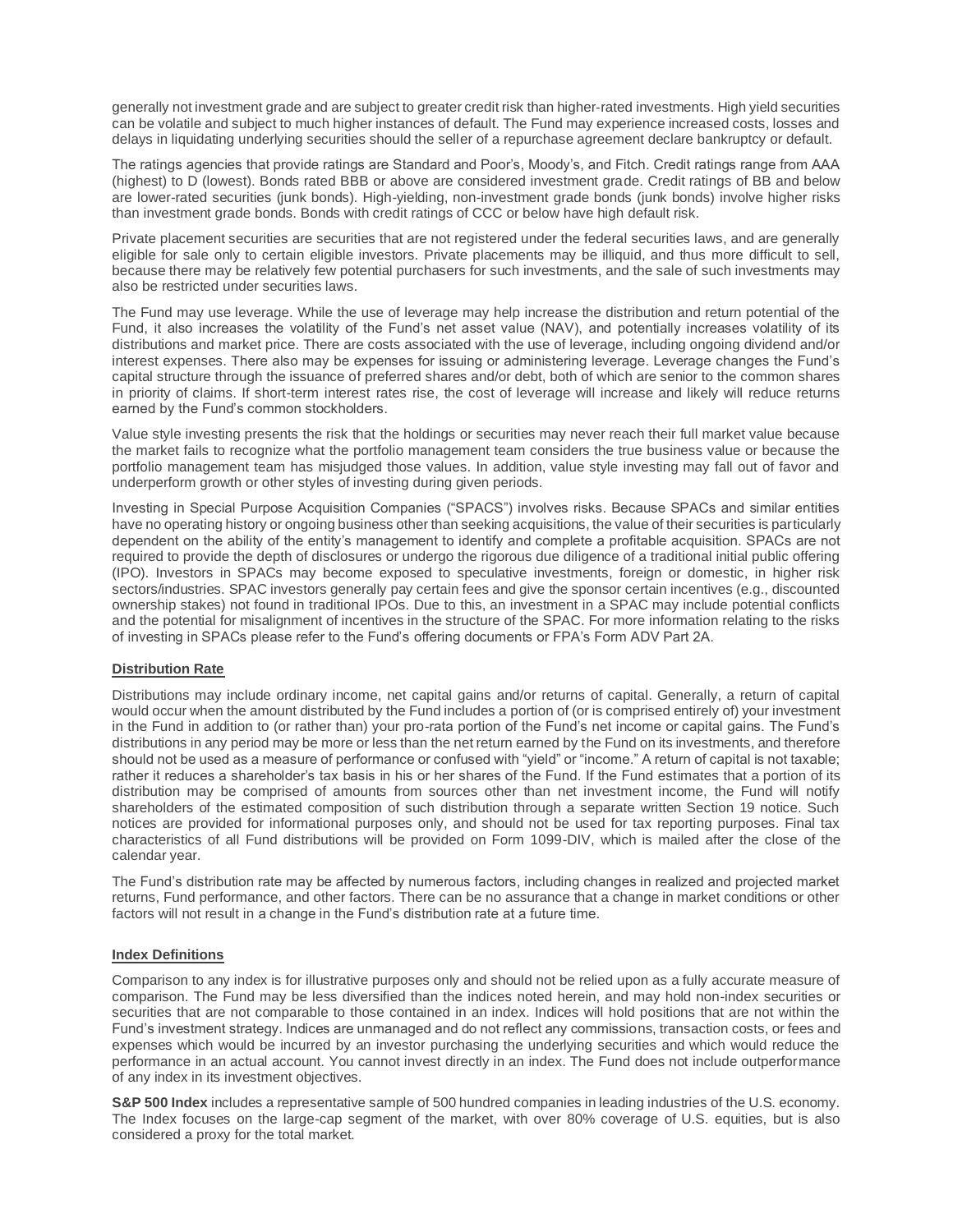generally not investment grade and are subject to greater credit risk than higher-rated investments. High yield securities can be volatile and subject to much higher instances of default. The Fund may experience increased costs, losses and delays in liquidating underlying securities should the seller of a repurchase agreement declare bankruptcy or default.

The ratings agencies that provide ratings are Standard and Poor's, Moody's, and Fitch. Credit ratings range from AAA (highest) to D (lowest). Bonds rated BBB or above are considered investment grade. Credit ratings of BB and below are lower-rated securities (junk bonds). High-yielding, non-investment grade bonds (junk bonds) involve higher risks than investment grade bonds. Bonds with credit ratings of CCC or below have high default risk.

Private placement securities are securities that are not registered under the federal securities laws, and are generally eligible for sale only to certain eligible investors. Private placements may be illiquid, and thus more difficult to sell, because there may be relatively few potential purchasers for such investments, and the sale of such investments may also be restricted under securities laws.

The Fund may use leverage. While the use of leverage may help increase the distribution and return potential of the Fund, it also increases the volatility of the Fund's net asset value (NAV), and potentially increases volatility of its distributions and market price. There are costs associated with the use of leverage, including ongoing dividend and/or interest expenses. There also may be expenses for issuing or administering leverage. Leverage changes the Fund's capital structure through the issuance of preferred shares and/or debt, both of which are senior to the common shares in priority of claims. If short-term interest rates rise, the cost of leverage will increase and likely will reduce returns earned by the Fund's common stockholders.

Value style investing presents the risk that the holdings or securities may never reach their full market value because the market fails to recognize what the portfolio management team considers the true business value or because the portfolio management team has misjudged those values. In addition, value style investing may fall out of favor and underperform growth or other styles of investing during given periods.

Investing in Special Purpose Acquisition Companies ("SPACS") involves risks. Because SPACs and similar entities have no operating history or ongoing business other than seeking acquisitions, the value of their securities is particularly dependent on the ability of the entity's management to identify and complete a profitable acquisition. SPACs are not required to provide the depth of disclosures or undergo the rigorous due diligence of a traditional initial public offering (IPO). Investors in SPACs may become exposed to speculative investments, foreign or domestic, in higher risk sectors/industries. SPAC investors generally pay certain fees and give the sponsor certain incentives (e.g., discounted ownership stakes) not found in traditional IPOs. Due to this, an investment in a SPAC may include potential conflicts and the potential for misalignment of incentives in the structure of the SPAC. For more information relating to the risks of investing in SPACs please refer to the Fund's offering documents or FPA's Form ADV Part 2A.

## Distribution Rate

Distributions may include ordinary income, net capital gains and/or returns of capital. Generally, a return of capital would occur when the amount distributed by the Fund includes a portion of (or is comprised entirely of) your investment in the Fund in addition to (or rather than) your pro-rata portion of the Fund's net income or capital gains. The Fund's distributions in any period may be more or less than the net return earned by the Fund on its investments, and therefore should not be used as a measure of performance or confused with "yield" or "income." A return of capital is not taxable; rather it reduces a shareholder's tax basis in his or her shares of the Fund. If the Fund estimates that a portion of its distribution may be comprised of amounts from sources other than net investment income, the Fund will notify shareholders of the estimated composition of such distribution through a separate written Section 19 notice. Such notices are provided for informational purposes only, and should not be used for tax reporting purposes. Final tax characteristics of all Fund distributions will be provided on Form 1099-DIV, which is mailed after the close of the calendar year.

The Fund's distribution rate may be affected by numerous factors, including changes in realized and projected market returns, Fund performance, and other factors. There can be no assurance that a change in market conditions or other factors will not result in a change in the Fund's distribution rate at a future time.

## Index Definitions

Comparison to any index is for illustrative purposes only and should not be relied upon as a fully accurate measure of comparison. The Fund may be less diversified than the indices noted herein, and may hold non-index securities or securities that are not comparable to those contained in an index. Indices will hold positions that are not within the Fund's investment strategy. Indices are unmanaged and do not reflect any commissions, transaction costs, or fees and expenses which would be incurred by an investor purchasing the underlying securities and which would reduce the performance in an actual account. You cannot invest directly in an index. The Fund does not include outperformance of any index in its investment objectives.

**S&P 500 Index** includes a representative sample of 500 hundred companies in leading industries of the U.S. economy. The Index focuses on the large-cap segment of the market, with over 80% coverage of U.S. equities, but is also considered a proxy for the total market.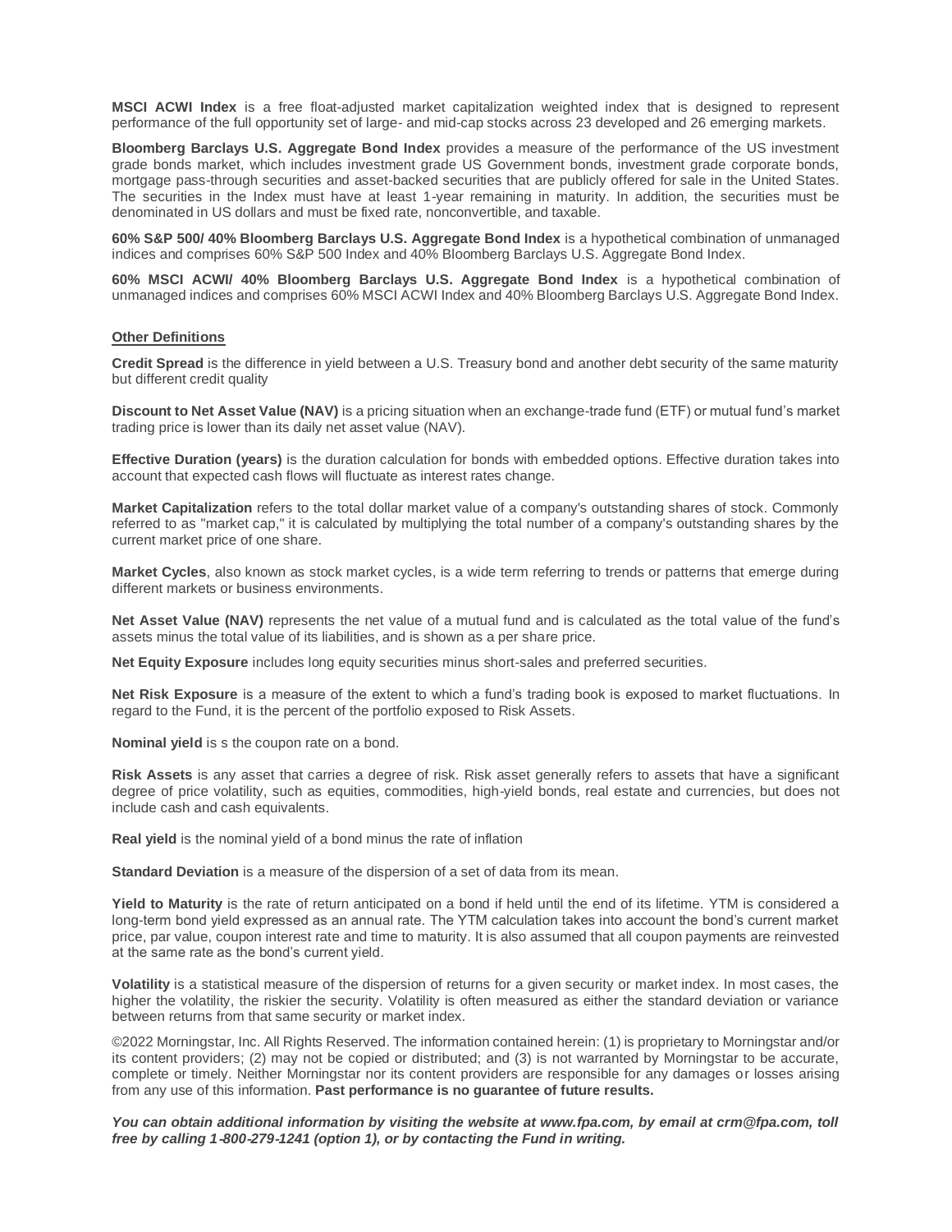**MSCI ACWI Index** is a free float-adjusted market capitalization weighted index that is designed to represent performance of the full opportunity set of large- and mid-cap stocks across 23 developed and 26 emerging markets.

**Bloomberg Barclays U.S. Aggregate Bond Index** provides a measure of the performance of the US investment grade bonds market, which includes investment grade US Government bonds, investment grade corporate bonds, mortgage pass-through securities and asset-backed securities that are publicly offered for sale in the United States. The securities in the Index must have at least 1-year remaining in maturity. In addition, the securities must be denominated in US dollars and must be fixed rate, nonconvertible, and taxable.

**60% S&P 500/ 40% Bloomberg Barclays U.S. Aggregate Bond Index** is a hypothetical combination of unmanaged indices and comprises 60% S&P 500 Index and 40% Bloomberg Barclays U.S. Aggregate Bond Index.

**60% MSCI ACWI/ 40% Bloomberg Barclays U.S. Aggregate Bond Index** is a hypothetical combination of unmanaged indices and comprises 60% MSCI ACWI Index and 40% Bloomberg Barclays U.S. Aggregate Bond Index.

**Other Definitions**

**Credit Spread** is the difference in yield between a U.S. Treasury bond and another debt security of the same maturity but different credit quality

**Discount to Net Asset Value (NAV)** is a pricing situation when an exchange-trade fund (ETF) or mutual fund's market trading price is lower than its daily net asset value (NAV).

**Effective Duration (years)** is the duration calculation for bonds with embedded options. Effective duration takes into account that expected cash flows will fluctuate as interest rates change.

**Market Capitalization** refers to the total dollar market value of a company's outstanding shares of stock. Commonly referred to as "market cap," it is calculated by multiplying the total number of a company's outstanding shares by the current market price of one share.

**Market Cycles**, also known as stock market cycles, is a wide term referring to trends or patterns that emerge during different markets or business environments.

**Net Asset Value (NAV)** represents the net value of a mutual fund and is calculated as the total value of the fund's assets minus the total value of its liabilities, and is shown as a per share price.

**Net Equity Exposure** includes long equity securities minus short-sales and preferred securities.

**Net Risk Exposure** is a measure of the extent to which a fund's trading book is exposed to market fluctuations. In regard to the Fund, it is the percent of the portfolio exposed to Risk Assets.

**Nominal yield** is s the coupon rate on a bond.

**Risk Assets** is any asset that carries a degree of risk. Risk asset generally refers to assets that have a significant degree of price volatility, such as equities, commodities, high-yield bonds, real estate and currencies, but does not include cash and cash equivalents.

**Real yield** is the nominal yield of a bond minus the rate of inflation

**Standard Deviation** is a measure of the dispersion of a set of data from its mean.

**Yield to Maturity** is the rate of return anticipated on a bond if held until the end of its lifetime. YTM is considered a long-term bond yield expressed as an annual rate. The YTM calculation takes into account the bond's current market price, par value, coupon interest rate and time to maturity. It is also assumed that all coupon payments are reinvested at the same rate as the bond's current yield.

**Volatility** is a statistical measure of the dispersion of returns for a given security or market index. In most cases, the higher the volatility, the riskier the security. Volatility is often measured as either the standard deviation or variance between returns from that same security or market index.

©2022 Morningstar, Inc. All Rights Reserved. The information contained herein: (1) is proprietary to Morningstar and/or its content providers; (2) may not be copied or distributed; and (3) is not warranted by Morningstar to be accurate, complete or timely. Neither Morningstar nor its content providers are responsible for any damages or losses arising from any use of this information. **Past performance is no guarantee of future results.**

***You can obtain additional information by visiting the website at www.fpa.com, by email at crm@fpa.com, toll free by calling 1-800-279-1241 (option 1), or by contacting the Fund in writing.***